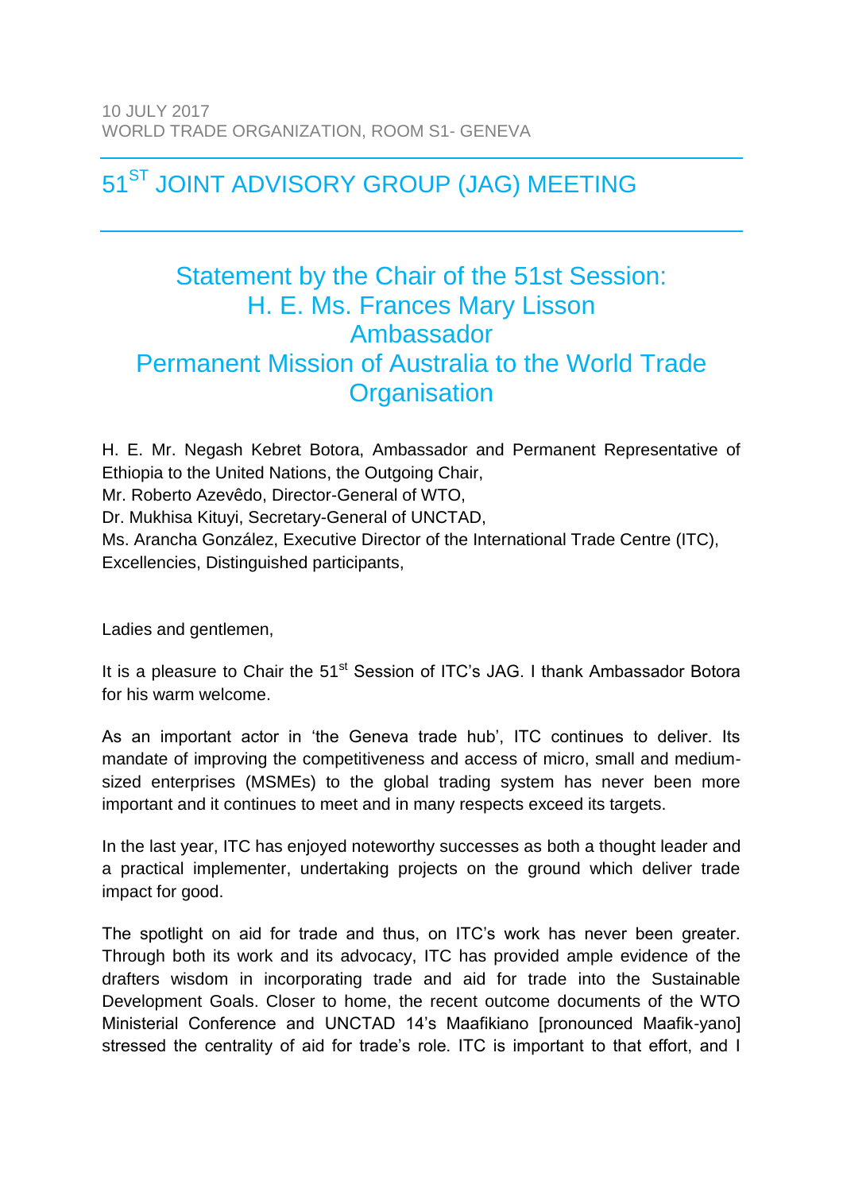10 JULY 2017
WORLD TRADE ORGANIZATION, ROOM S1- GENEVA

# 51ST JOINT ADVISORY GROUP (JAG) MEETING

## Statement by the Chair of the 51st Session: H. E. Ms. Frances Mary Lisson Ambassador Permanent Mission of Australia to the World Trade Organisation

H. E. Mr. Negash Kebret Botora, Ambassador and Permanent Representative of Ethiopia to the United Nations, the Outgoing Chair,
Mr. Roberto Azevêdo, Director-General of WTO,
Dr. Mukhisa Kituyi, Secretary-General of UNCTAD,
Ms. Arancha González, Executive Director of the International Trade Centre (ITC),
Excellencies, Distinguished participants,

Ladies and gentlemen,

It is a pleasure to Chair the 51st Session of ITC's JAG. I thank Ambassador Botora for his warm welcome.

As an important actor in 'the Geneva trade hub', ITC continues to deliver. Its mandate of improving the competitiveness and access of micro, small and medium-sized enterprises (MSMEs) to the global trading system has never been more important and it continues to meet and in many respects exceed its targets.

In the last year, ITC has enjoyed noteworthy successes as both a thought leader and a practical implementer, undertaking projects on the ground which deliver trade impact for good.

The spotlight on aid for trade and thus, on ITC's work has never been greater. Through both its work and its advocacy, ITC has provided ample evidence of the drafters wisdom in incorporating trade and aid for trade into the Sustainable Development Goals. Closer to home, the recent outcome documents of the WTO Ministerial Conference and UNCTAD 14's Maafikiano [pronounced Maafik-yano] stressed the centrality of aid for trade's role. ITC is important to that effort, and I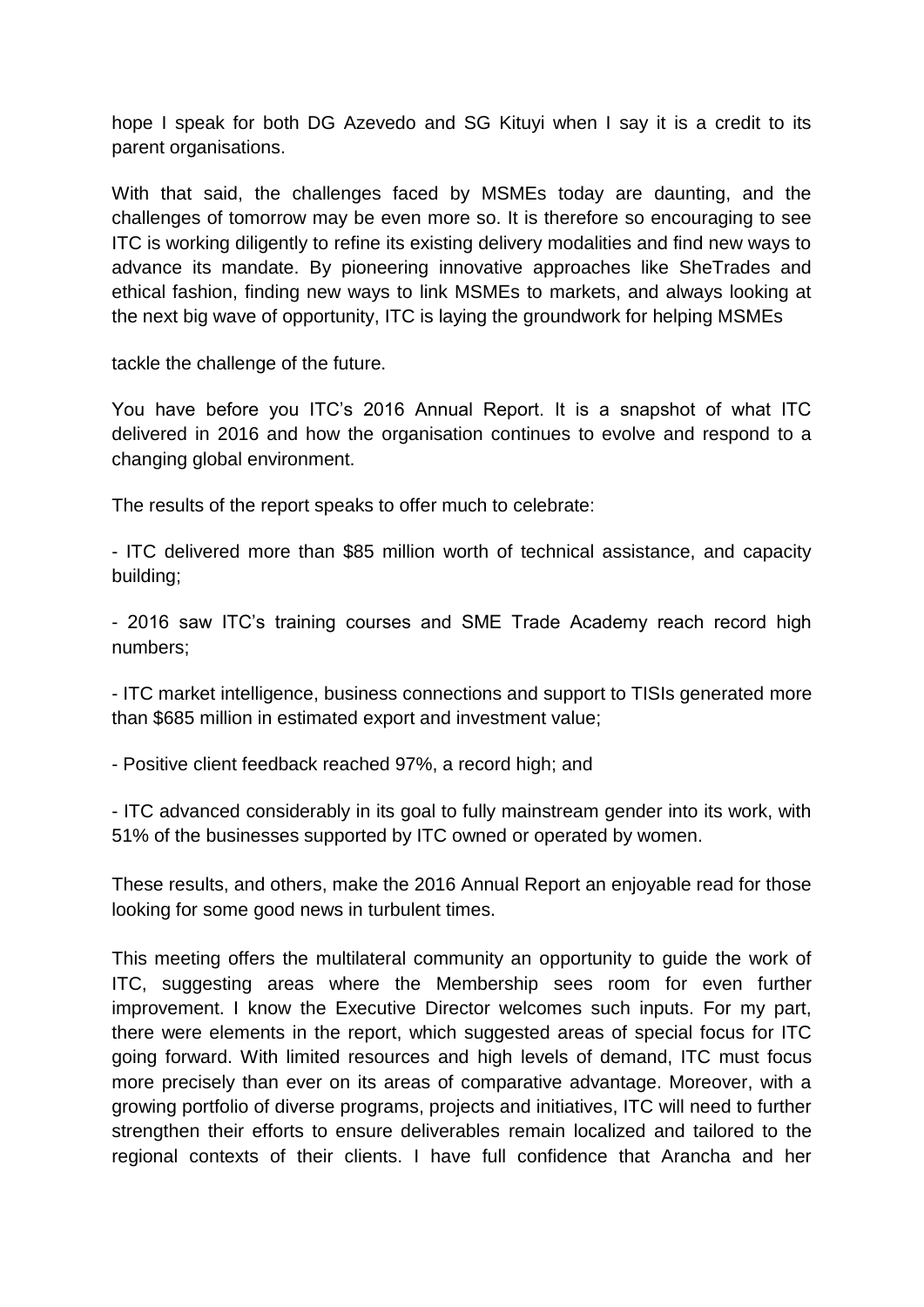hope I speak for both DG Azevedo and SG Kituyi when I say it is a credit to its parent organisations.

With that said, the challenges faced by MSMEs today are daunting, and the challenges of tomorrow may be even more so. It is therefore so encouraging to see ITC is working diligently to refine its existing delivery modalities and find new ways to advance its mandate. By pioneering innovative approaches like SheTrades and ethical fashion, finding new ways to link MSMEs to markets, and always looking at the next big wave of opportunity, ITC is laying the groundwork for helping MSMEs

tackle the challenge of the future.

You have before you ITC's 2016 Annual Report. It is a snapshot of what ITC delivered in 2016 and how the organisation continues to evolve and respond to a changing global environment.

The results of the report speaks to offer much to celebrate:

- ITC delivered more than $85 million worth of technical assistance, and capacity building;

- 2016 saw ITC's training courses and SME Trade Academy reach record high numbers;

- ITC market intelligence, business connections and support to TISIs generated more than $685 million in estimated export and investment value;

- Positive client feedback reached 97%, a record high; and

- ITC advanced considerably in its goal to fully mainstream gender into its work, with 51% of the businesses supported by ITC owned or operated by women.

These results, and others, make the 2016 Annual Report an enjoyable read for those looking for some good news in turbulent times.

This meeting offers the multilateral community an opportunity to guide the work of ITC, suggesting areas where the Membership sees room for even further improvement. I know the Executive Director welcomes such inputs. For my part, there were elements in the report, which suggested areas of special focus for ITC going forward. With limited resources and high levels of demand, ITC must focus more precisely than ever on its areas of comparative advantage. Moreover, with a growing portfolio of diverse programs, projects and initiatives, ITC will need to further strengthen their efforts to ensure deliverables remain localized and tailored to the regional contexts of their clients. I have full confidence that Arancha and her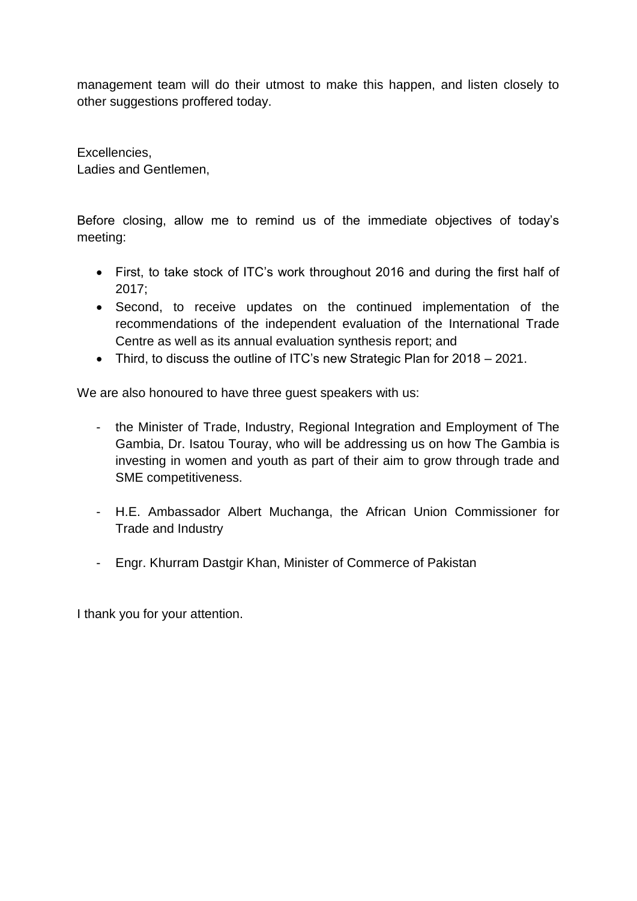management team will do their utmost to make this happen, and listen closely to other suggestions proffered today.

Excellencies,
Ladies and Gentlemen,

Before closing, allow me to remind us of the immediate objectives of today's meeting:

- First, to take stock of ITC's work throughout 2016 and during the first half of 2017;
- Second, to receive updates on the continued implementation of the recommendations of the independent evaluation of the International Trade Centre as well as its annual evaluation synthesis report; and
- Third, to discuss the outline of ITC's new Strategic Plan for 2018 – 2021.

We are also honoured to have three guest speakers with us:

- the Minister of Trade, Industry, Regional Integration and Employment of The Gambia, Dr. Isatou Touray, who will be addressing us on how The Gambia is investing in women and youth as part of their aim to grow through trade and SME competitiveness.

- H.E. Ambassador Albert Muchanga, the African Union Commissioner for Trade and Industry

- Engr. Khurram Dastgir Khan, Minister of Commerce of Pakistan

I thank you for your attention.